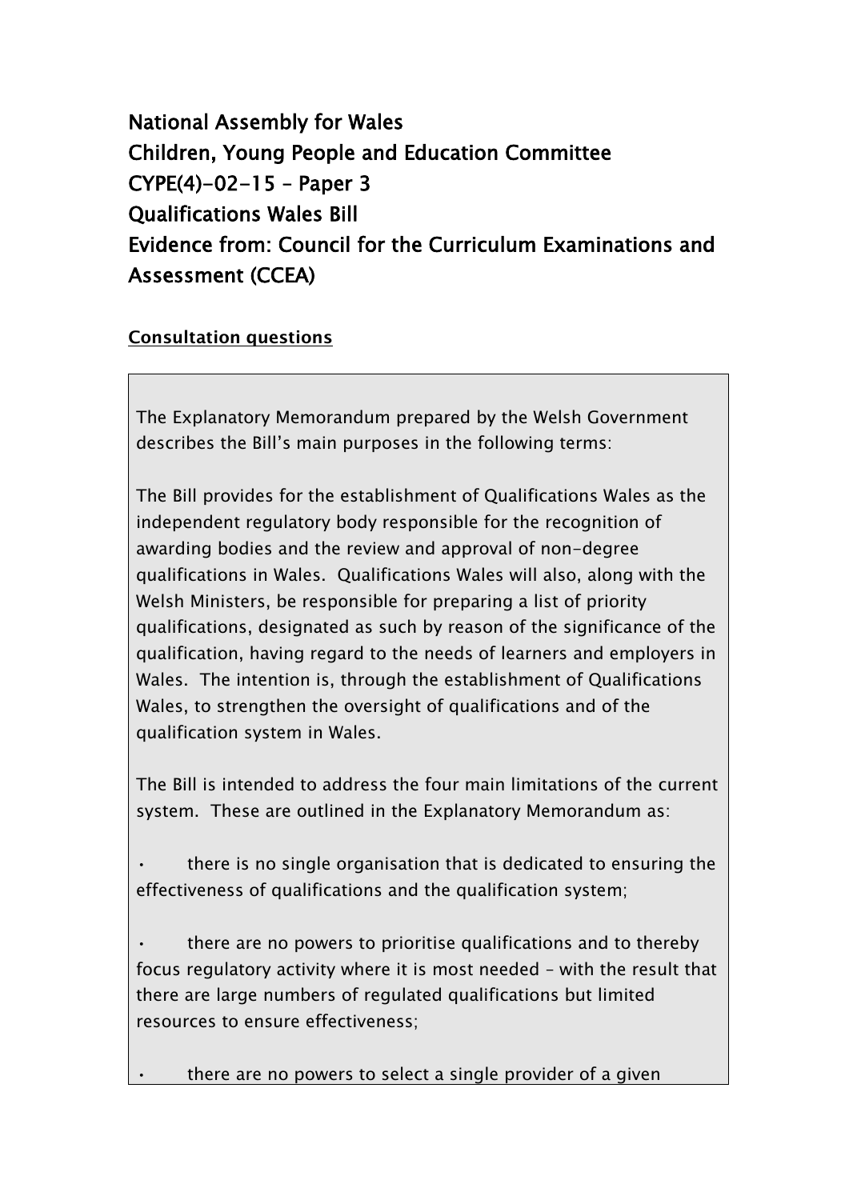# National Assembly for Wales
# Children, Young People and Education Committee
# CYPE(4)-02-15 – Paper 3
# Qualifications Wales Bill
# Evidence from: Council for the Curriculum Examinations and Assessment (CCEA)

**Consultation questions**

The Explanatory Memorandum prepared by the Welsh Government describes the Bill's main purposes in the following terms:

The Bill provides for the establishment of Qualifications Wales as the independent regulatory body responsible for the recognition of awarding bodies and the review and approval of non-degree qualifications in Wales. Qualifications Wales will also, along with the Welsh Ministers, be responsible for preparing a list of priority qualifications, designated as such by reason of the significance of the qualification, having regard to the needs of learners and employers in Wales. The intention is, through the establishment of Qualifications Wales, to strengthen the oversight of qualifications and of the qualification system in Wales.

The Bill is intended to address the four main limitations of the current system. These are outlined in the Explanatory Memorandum as:

- there is no single organisation that is dedicated to ensuring the effectiveness of qualifications and the qualification system;
- there are no powers to prioritise qualifications and to thereby focus regulatory activity where it is most needed – with the result that there are large numbers of regulated qualifications but limited resources to ensure effectiveness;
- there are no powers to select a single provider of a given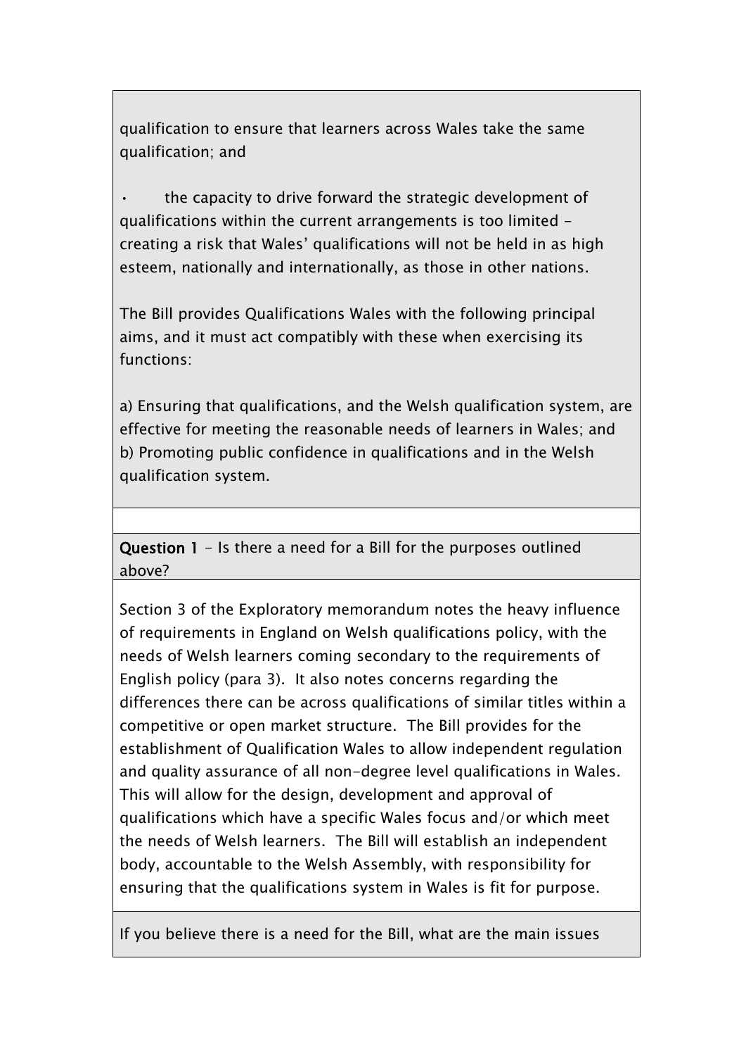qualification to ensure that learners across Wales take the same qualification; and

- the capacity to drive forward the strategic development of qualifications within the current arrangements is too limited - creating a risk that Wales' qualifications will not be held in as high esteem, nationally and internationally, as those in other nations.

The Bill provides Qualifications Wales with the following principal aims, and it must act compatibly with these when exercising its functions:

a) Ensuring that qualifications, and the Welsh qualification system, are effective for meeting the reasonable needs of learners in Wales; and
b) Promoting public confidence in qualifications and in the Welsh qualification system.

**Question 1** - Is there a need for a Bill for the purposes outlined above?

Section 3 of the Exploratory memorandum notes the heavy influence of requirements in England on Welsh qualifications policy, with the needs of Welsh learners coming secondary to the requirements of English policy (para 3). It also notes concerns regarding the differences there can be across qualifications of similar titles within a competitive or open market structure. The Bill provides for the establishment of Qualification Wales to allow independent regulation and quality assurance of all non-degree level qualifications in Wales. This will allow for the design, development and approval of qualifications which have a specific Wales focus and/or which meet the needs of Welsh learners. The Bill will establish an independent body, accountable to the Welsh Assembly, with responsibility for ensuring that the qualifications system in Wales is fit for purpose.

If you believe there is a need for the Bill, what are the main issues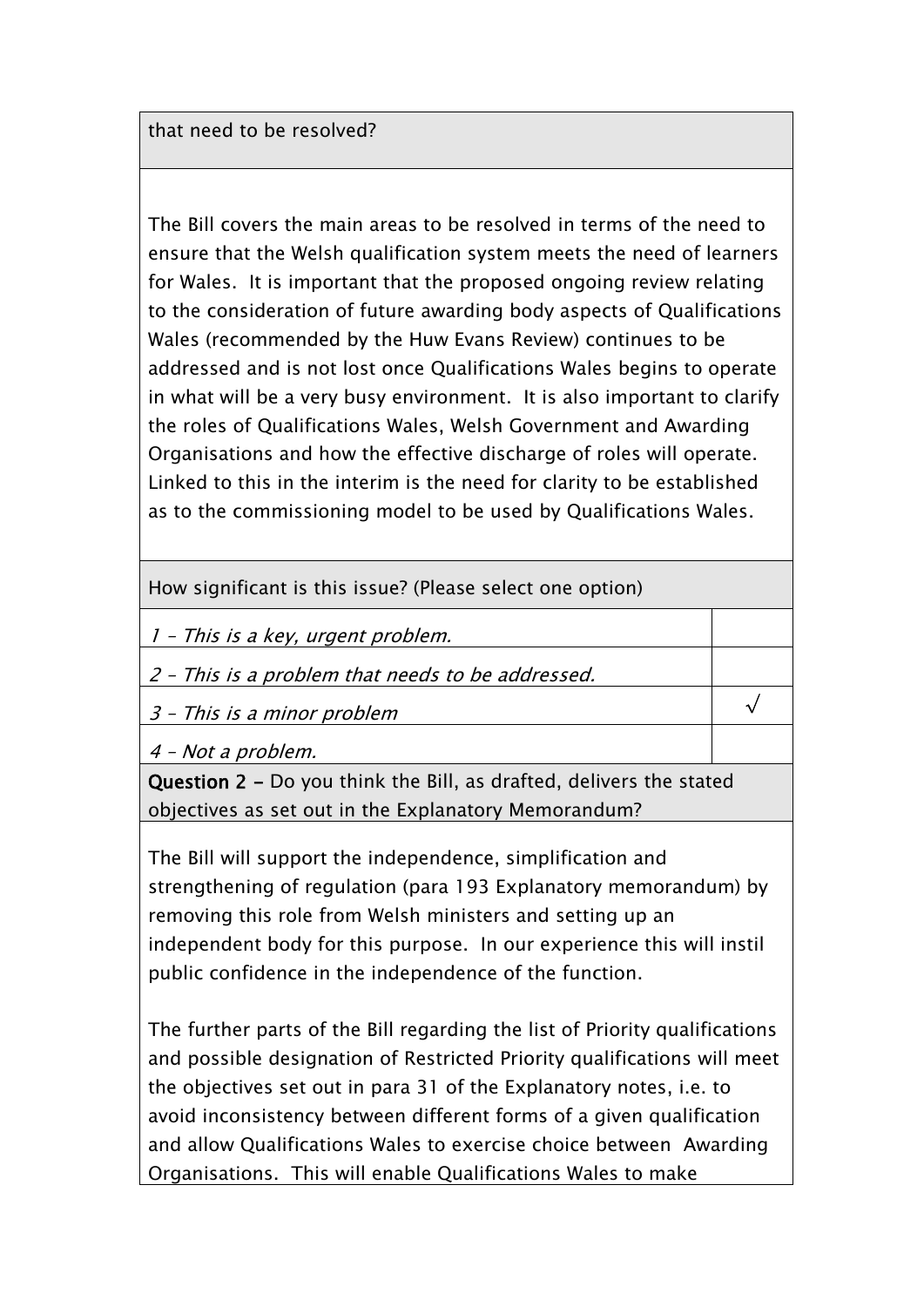that need to be resolved?

The Bill covers the main areas to be resolved in terms of the need to ensure that the Welsh qualification system meets the need of learners for Wales. It is important that the proposed ongoing review relating to the consideration of future awarding body aspects of Qualifications Wales (recommended by the Huw Evans Review) continues to be addressed and is not lost once Qualifications Wales begins to operate in what will be a very busy environment. It is also important to clarify the roles of Qualifications Wales, Welsh Government and Awarding Organisations and how the effective discharge of roles will operate. Linked to this in the interim is the need for clarity to be established as to the commissioning model to be used by Qualifications Wales.

| How significant is this issue? (Please select one option) | |
|---|---|
| *1 – This is a key, urgent problem.* | |
| *2 – This is a problem that needs to be addressed.* | |
| *3 – This is a minor problem* | √ |
| *4 – Not a problem.* | |

**Question 2 –** Do you think the Bill, as drafted, delivers the stated objectives as set out in the Explanatory Memorandum?

The Bill will support the independence, simplification and strengthening of regulation (para 193 Explanatory memorandum) by removing this role from Welsh ministers and setting up an independent body for this purpose. In our experience this will instil public confidence in the independence of the function.

The further parts of the Bill regarding the list of Priority qualifications and possible designation of Restricted Priority qualifications will meet the objectives set out in para 31 of the Explanatory notes, i.e. to avoid inconsistency between different forms of a given qualification and allow Qualifications Wales to exercise choice between Awarding Organisations. This will enable Qualifications Wales to make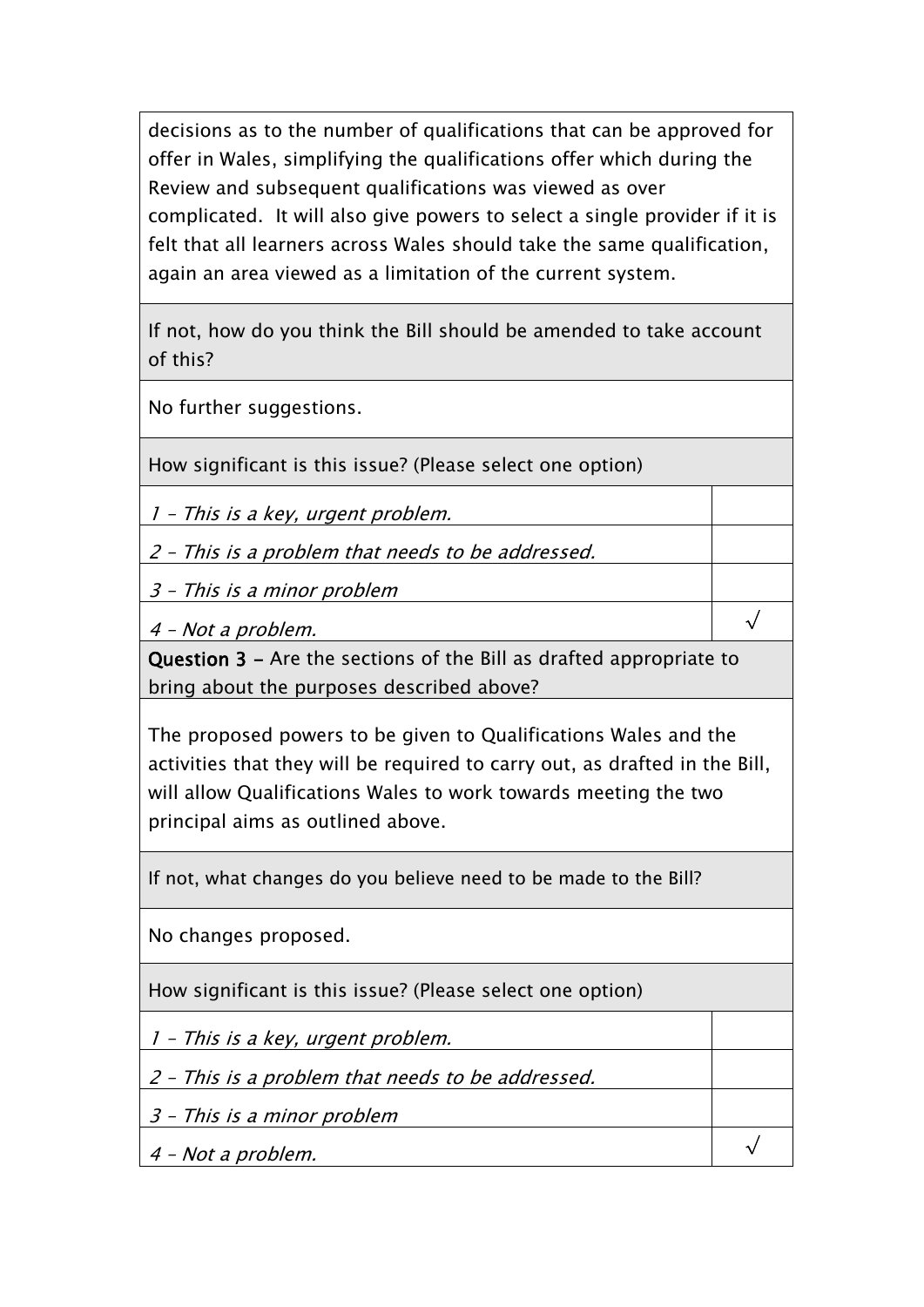decisions as to the number of qualifications that can be approved for offer in Wales, simplifying the qualifications offer which during the Review and subsequent qualifications was viewed as over complicated. It will also give powers to select a single provider if it is felt that all learners across Wales should take the same qualification, again an area viewed as a limitation of the current system.

If not, how do you think the Bill should be amended to take account of this?

No further suggestions.

How significant is this issue? (Please select one option)

| | |
|---|---|
| *1 – This is a key, urgent problem.* | |
| *2 – This is a problem that needs to be addressed.* | |
| *3 – This is a minor problem* | |
| *4 – Not a problem.* | √ |

**Question 3 –** Are the sections of the Bill as drafted appropriate to bring about the purposes described above?

The proposed powers to be given to Qualifications Wales and the activities that they will be required to carry out, as drafted in the Bill, will allow Qualifications Wales to work towards meeting the two principal aims as outlined above.

If not, what changes do you believe need to be made to the Bill?

No changes proposed.

How significant is this issue? (Please select one option)

| | |
|---|---|
| *1 – This is a key, urgent problem.* | |
| *2 – This is a problem that needs to be addressed.* | |
| *3 – This is a minor problem* | |
| *4 – Not a problem.* | √ |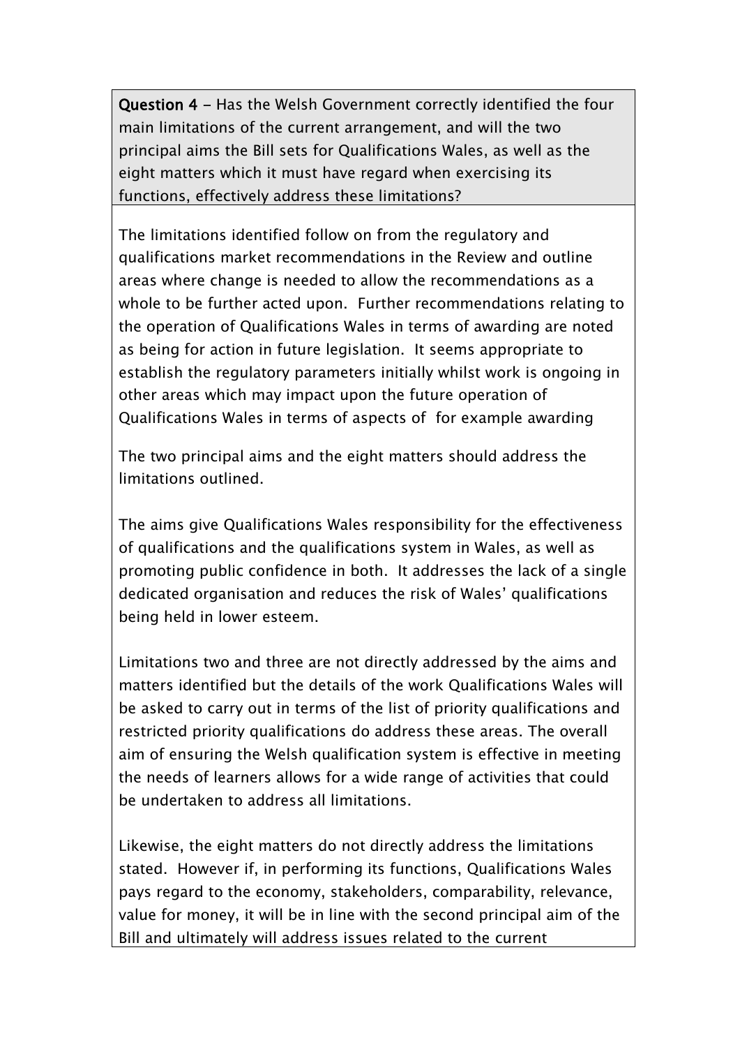**Question 4** – Has the Welsh Government correctly identified the four main limitations of the current arrangement, and will the two principal aims the Bill sets for Qualifications Wales, as well as the eight matters which it must have regard when exercising its functions, effectively address these limitations?

The limitations identified follow on from the regulatory and qualifications market recommendations in the Review and outline areas where change is needed to allow the recommendations as a whole to be further acted upon. Further recommendations relating to the operation of Qualifications Wales in terms of awarding are noted as being for action in future legislation. It seems appropriate to establish the regulatory parameters initially whilst work is ongoing in other areas which may impact upon the future operation of Qualifications Wales in terms of aspects of for example awarding

The two principal aims and the eight matters should address the limitations outlined.

The aims give Qualifications Wales responsibility for the effectiveness of qualifications and the qualifications system in Wales, as well as promoting public confidence in both. It addresses the lack of a single dedicated organisation and reduces the risk of Wales' qualifications being held in lower esteem.

Limitations two and three are not directly addressed by the aims and matters identified but the details of the work Qualifications Wales will be asked to carry out in terms of the list of priority qualifications and restricted priority qualifications do address these areas. The overall aim of ensuring the Welsh qualification system is effective in meeting the needs of learners allows for a wide range of activities that could be undertaken to address all limitations.

Likewise, the eight matters do not directly address the limitations stated. However if, in performing its functions, Qualifications Wales pays regard to the economy, stakeholders, comparability, relevance, value for money, it will be in line with the second principal aim of the Bill and ultimately will address issues related to the current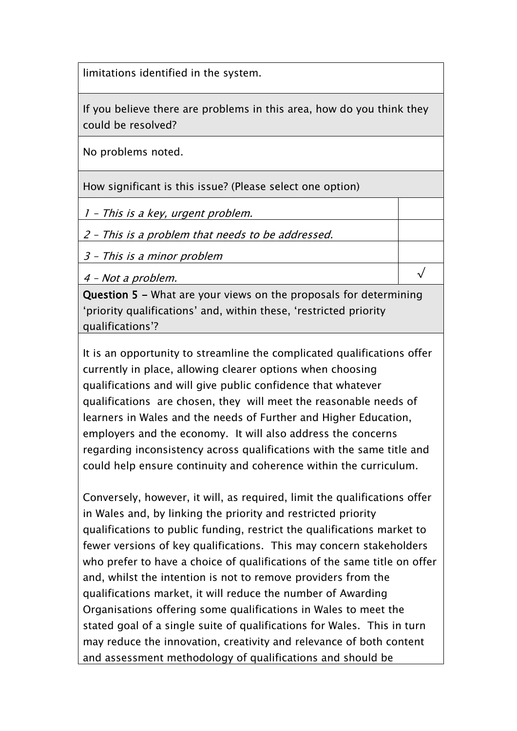limitations identified in the system.

If you believe there are problems in this area, how do you think they could be resolved?

No problems noted.

How significant is this issue? (Please select one option)

| | |
|---|---|
| *1 – This is a key, urgent problem.* | |
| *2 – This is a problem that needs to be addressed.* | |
| *3 – This is a minor problem* | |
| *4 – Not a problem.* | √ |

**Question 5 –** What are your views on the proposals for determining 'priority qualifications' and, within these, 'restricted priority qualifications'?

It is an opportunity to streamline the complicated qualifications offer currently in place, allowing clearer options when choosing qualifications and will give public confidence that whatever qualifications are chosen, they will meet the reasonable needs of learners in Wales and the needs of Further and Higher Education, employers and the economy. It will also address the concerns regarding inconsistency across qualifications with the same title and could help ensure continuity and coherence within the curriculum.

Conversely, however, it will, as required, limit the qualifications offer in Wales and, by linking the priority and restricted priority qualifications to public funding, restrict the qualifications market to fewer versions of key qualifications. This may concern stakeholders who prefer to have a choice of qualifications of the same title on offer and, whilst the intention is not to remove providers from the qualifications market, it will reduce the number of Awarding Organisations offering some qualifications in Wales to meet the stated goal of a single suite of qualifications for Wales. This in turn may reduce the innovation, creativity and relevance of both content and assessment methodology of qualifications and should be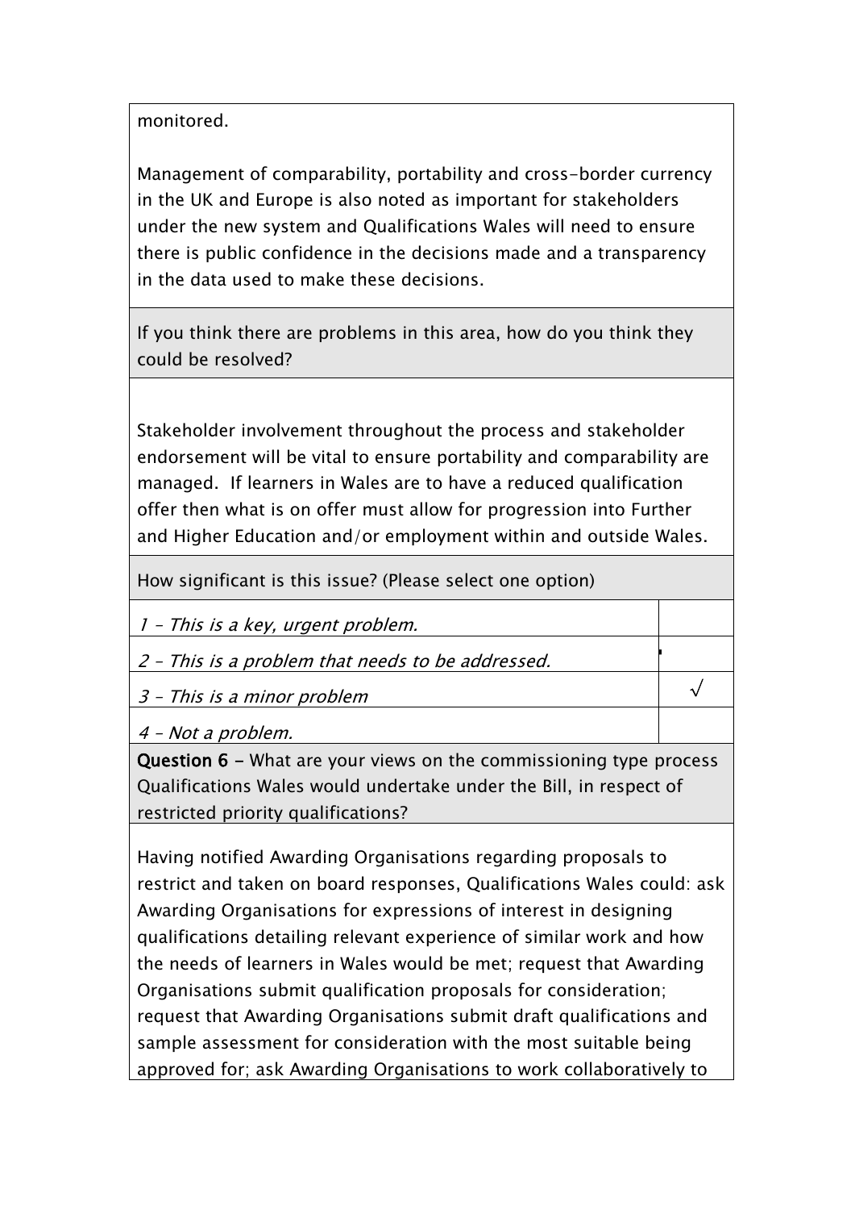monitored.

Management of comparability, portability and cross-border currency in the UK and Europe is also noted as important for stakeholders under the new system and Qualifications Wales will need to ensure there is public confidence in the decisions made and a transparency in the data used to make these decisions.

If you think there are problems in this area, how do you think they could be resolved?

Stakeholder involvement throughout the process and stakeholder endorsement will be vital to ensure portability and comparability are managed. If learners in Wales are to have a reduced qualification offer then what is on offer must allow for progression into Further and Higher Education and/or employment within and outside Wales.

How significant is this issue? (Please select one option)

| | |
|---|---|
| *1 – This is a key, urgent problem.* | |
| *2 – This is a problem that needs to be addressed.* | |
| *3 – This is a minor problem* | √ |
| *4 – Not a problem.* | |

**Question 6 –** What are your views on the commissioning type process Qualifications Wales would undertake under the Bill, in respect of restricted priority qualifications?

Having notified Awarding Organisations regarding proposals to restrict and taken on board responses, Qualifications Wales could: ask Awarding Organisations for expressions of interest in designing qualifications detailing relevant experience of similar work and how the needs of learners in Wales would be met; request that Awarding Organisations submit qualification proposals for consideration; request that Awarding Organisations submit draft qualifications and sample assessment for consideration with the most suitable being approved for; ask Awarding Organisations to work collaboratively to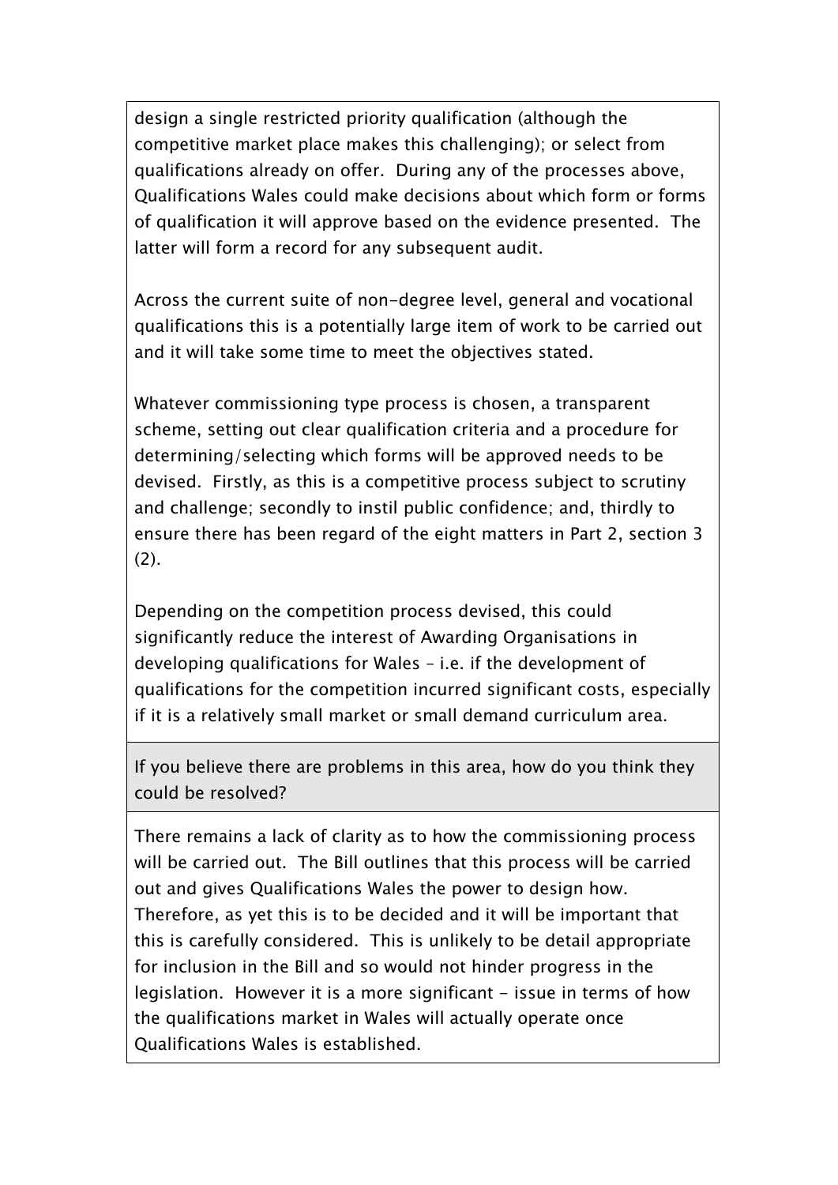design a single restricted priority qualification (although the competitive market place makes this challenging); or select from qualifications already on offer. During any of the processes above, Qualifications Wales could make decisions about which form or forms of qualification it will approve based on the evidence presented. The latter will form a record for any subsequent audit.

Across the current suite of non-degree level, general and vocational qualifications this is a potentially large item of work to be carried out and it will take some time to meet the objectives stated.

Whatever commissioning type process is chosen, a transparent scheme, setting out clear qualification criteria and a procedure for determining/selecting which forms will be approved needs to be devised. Firstly, as this is a competitive process subject to scrutiny and challenge; secondly to instil public confidence; and, thirdly to ensure there has been regard of the eight matters in Part 2, section 3 (2).

Depending on the competition process devised, this could significantly reduce the interest of Awarding Organisations in developing qualifications for Wales – i.e. if the development of qualifications for the competition incurred significant costs, especially if it is a relatively small market or small demand curriculum area.

**If you believe there are problems in this area, how do you think they could be resolved?**

There remains a lack of clarity as to how the commissioning process will be carried out. The Bill outlines that this process will be carried out and gives Qualifications Wales the power to design how. Therefore, as yet this is to be decided and it will be important that this is carefully considered. This is unlikely to be detail appropriate for inclusion in the Bill and so would not hinder progress in the legislation. However it is a more significant - issue in terms of how the qualifications market in Wales will actually operate once Qualifications Wales is established.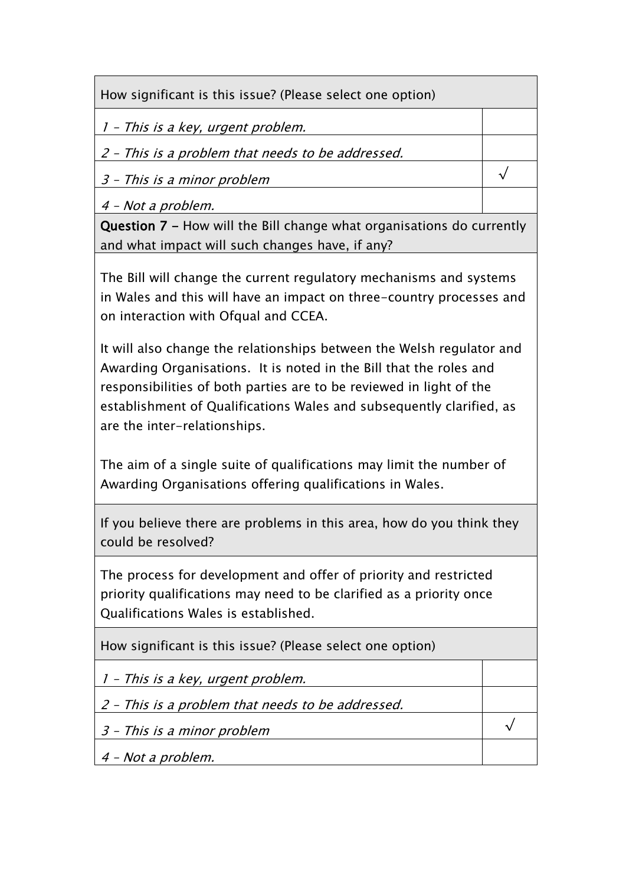| How significant is this issue? (Please select one option) | |
|---|---|
| *1 – This is a key, urgent problem.* | |
| *2 – This is a problem that needs to be addressed.* | |
| *3 – This is a minor problem* | √ |
| *4 – Not a problem.* | |

**Question 7 –** How will the Bill change what organisations do currently and what impact will such changes have, if any?

The Bill will change the current regulatory mechanisms and systems in Wales and this will have an impact on three-country processes and on interaction with Ofqual and CCEA.

It will also change the relationships between the Welsh regulator and Awarding Organisations. It is noted in the Bill that the roles and responsibilities of both parties are to be reviewed in light of the establishment of Qualifications Wales and subsequently clarified, as are the inter-relationships.

The aim of a single suite of qualifications may limit the number of Awarding Organisations offering qualifications in Wales.

If you believe there are problems in this area, how do you think they could be resolved?

The process for development and offer of priority and restricted priority qualifications may need to be clarified as a priority once Qualifications Wales is established.

| How significant is this issue? (Please select one option) | |
|---|---|
| *1 – This is a key, urgent problem.* | |
| *2 – This is a problem that needs to be addressed.* | |
| *3 – This is a minor problem* | √ |
| *4 – Not a problem.* | |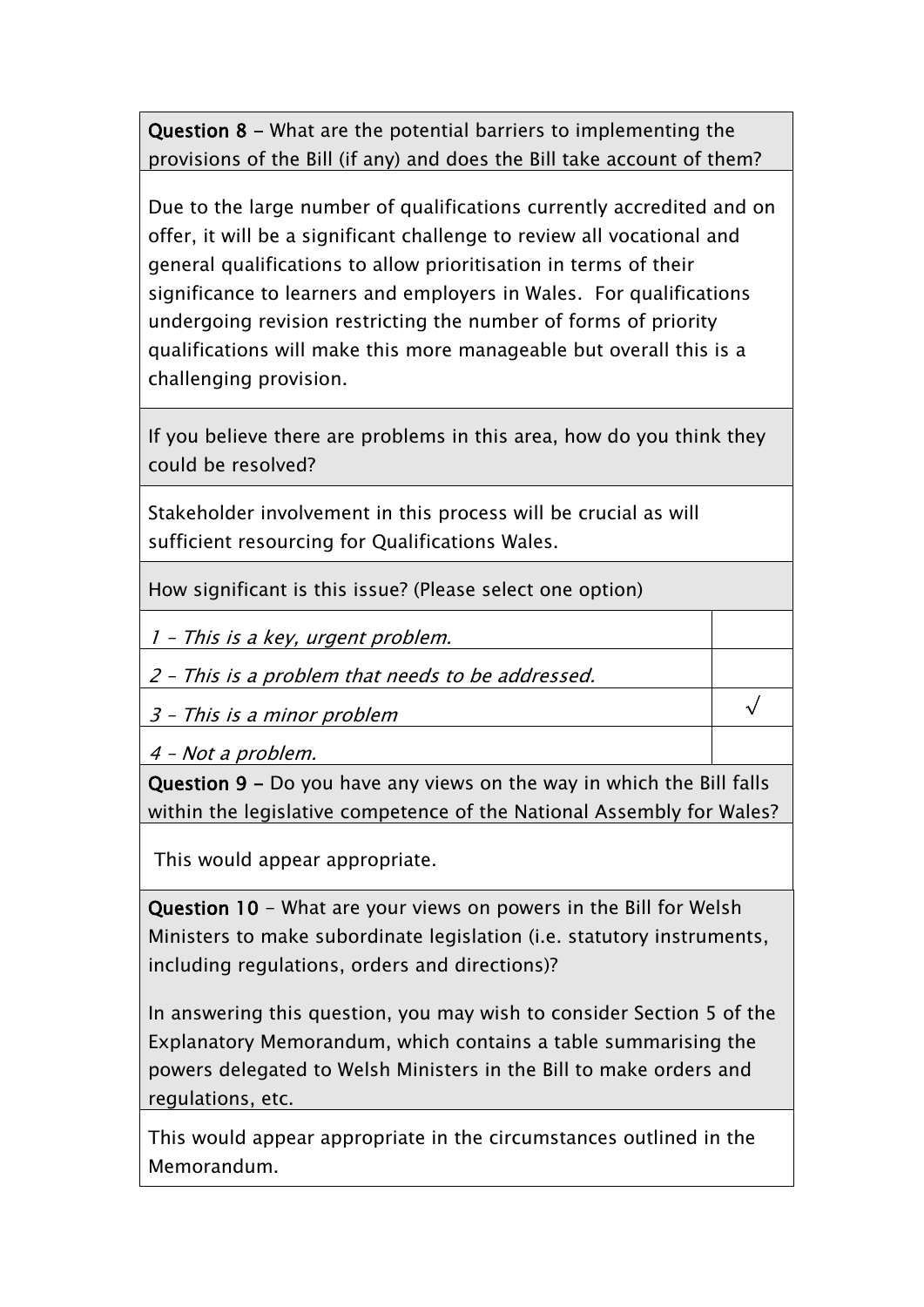**Question 8 –** What are the potential barriers to implementing the provisions of the Bill (if any) and does the Bill take account of them?

Due to the large number of qualifications currently accredited and on offer, it will be a significant challenge to review all vocational and general qualifications to allow prioritisation in terms of their significance to learners and employers in Wales. For qualifications undergoing revision restricting the number of forms of priority qualifications will make this more manageable but overall this is a challenging provision.

If you believe there are problems in this area, how do you think they could be resolved?

Stakeholder involvement in this process will be crucial as will sufficient resourcing for Qualifications Wales.

How significant is this issue? (Please select one option)

| | |
|---|---|
| *1 – This is a key, urgent problem.* | |
| *2 – This is a problem that needs to be addressed.* | |
| *3 – This is a minor problem* | √ |
| *4 – Not a problem.* | |

**Question 9 –** Do you have any views on the way in which the Bill falls within the legislative competence of the National Assembly for Wales?

This would appear appropriate.

**Question 10** - What are your views on powers in the Bill for Welsh Ministers to make subordinate legislation (i.e. statutory instruments, including regulations, orders and directions)?

In answering this question, you may wish to consider Section 5 of the Explanatory Memorandum, which contains a table summarising the powers delegated to Welsh Ministers in the Bill to make orders and regulations, etc.

This would appear appropriate in the circumstances outlined in the Memorandum.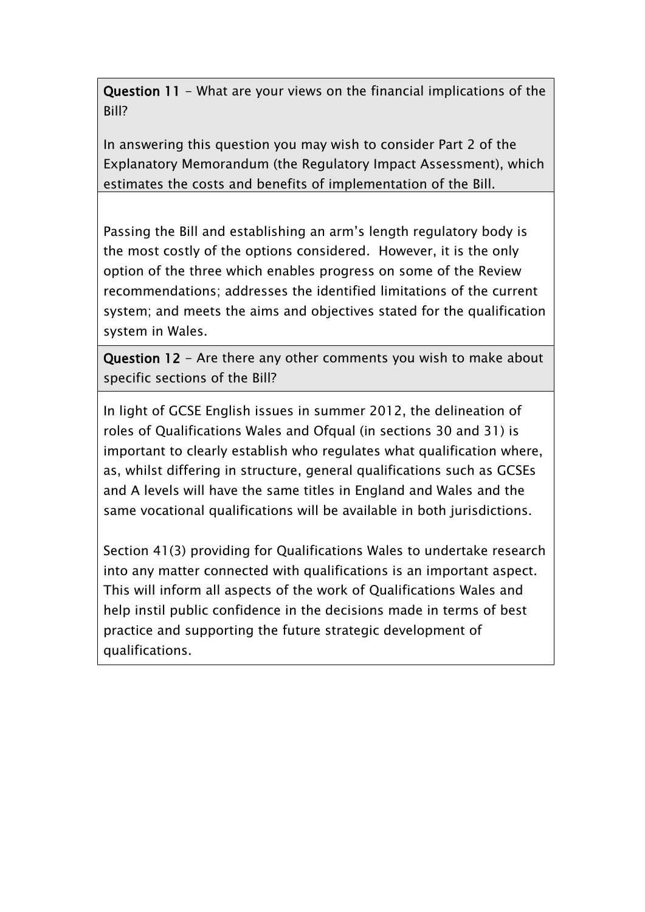**Question 11** - What are your views on the financial implications of the Bill?

In answering this question you may wish to consider Part 2 of the Explanatory Memorandum (the Regulatory Impact Assessment), which estimates the costs and benefits of implementation of the Bill.

Passing the Bill and establishing an arm's length regulatory body is the most costly of the options considered. However, it is the only option of the three which enables progress on some of the Review recommendations; addresses the identified limitations of the current system; and meets the aims and objectives stated for the qualification system in Wales.

**Question 12** - Are there any other comments you wish to make about specific sections of the Bill?

In light of GCSE English issues in summer 2012, the delineation of roles of Qualifications Wales and Ofqual (in sections 30 and 31) is important to clearly establish who regulates what qualification where, as, whilst differing in structure, general qualifications such as GCSEs and A levels will have the same titles in England and Wales and the same vocational qualifications will be available in both jurisdictions.

Section 41(3) providing for Qualifications Wales to undertake research into any matter connected with qualifications is an important aspect. This will inform all aspects of the work of Qualifications Wales and help instil public confidence in the decisions made in terms of best practice and supporting the future strategic development of qualifications.